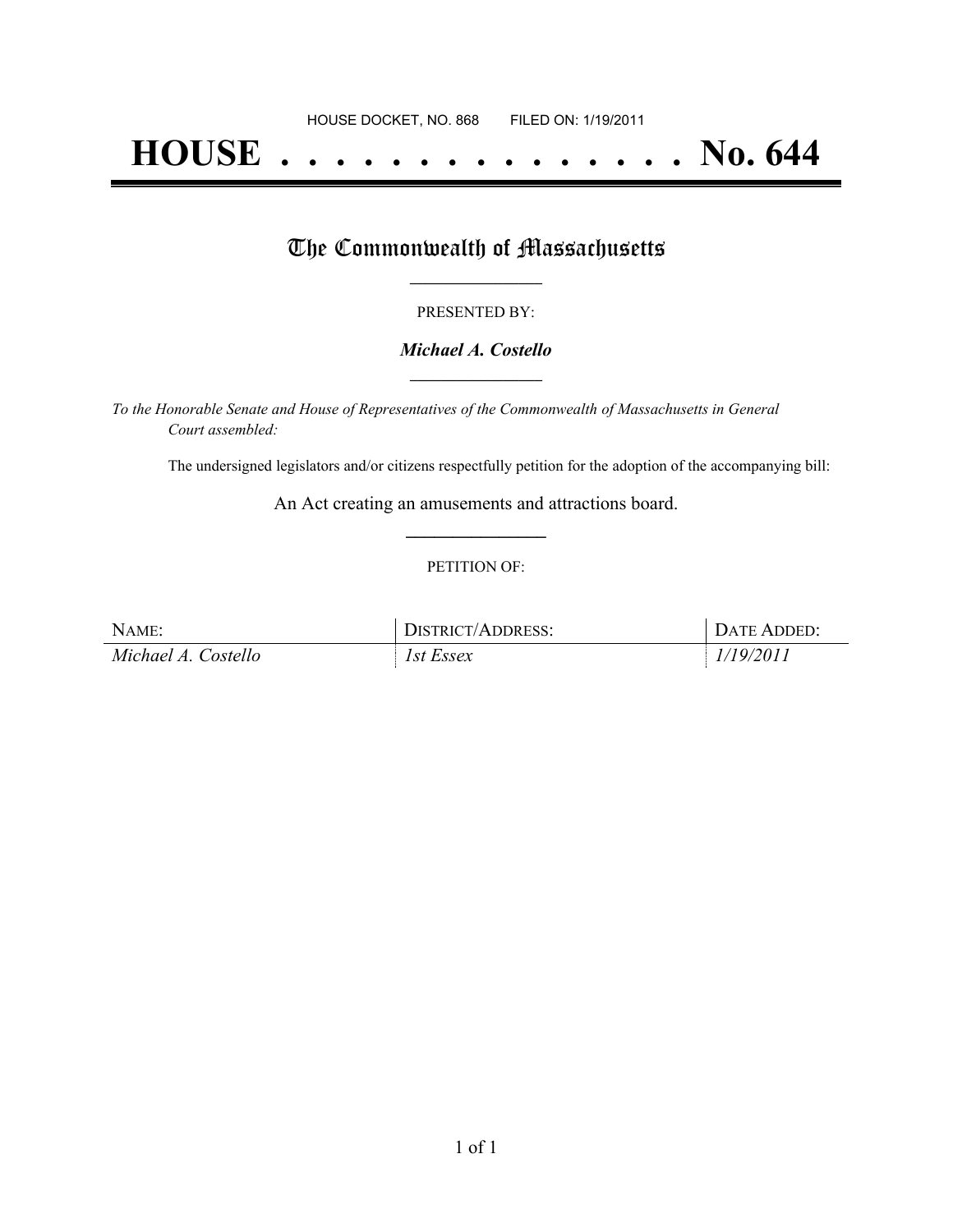HOUSE DOCKET, NO. 868 FILED ON: 1/19/2011

# HOUSE . . . . . . . . . . . . . . . No. 644

## The Commonwealth of Massachusetts

PRESENTED BY:

***Michael A. Costello***

*To the Honorable Senate and House of Representatives of the Commonwealth of Massachusetts in General Court assembled:*

The undersigned legislators and/or citizens respectfully petition for the adoption of the accompanying bill:

An Act creating an amusements and attractions board.

PETITION OF:

| NAME: | DISTRICT/ADDRESS: | DATE ADDED: |
|---|---|---|
| *Michael A. Costello* | *1st Essex* | *1/19/2011* |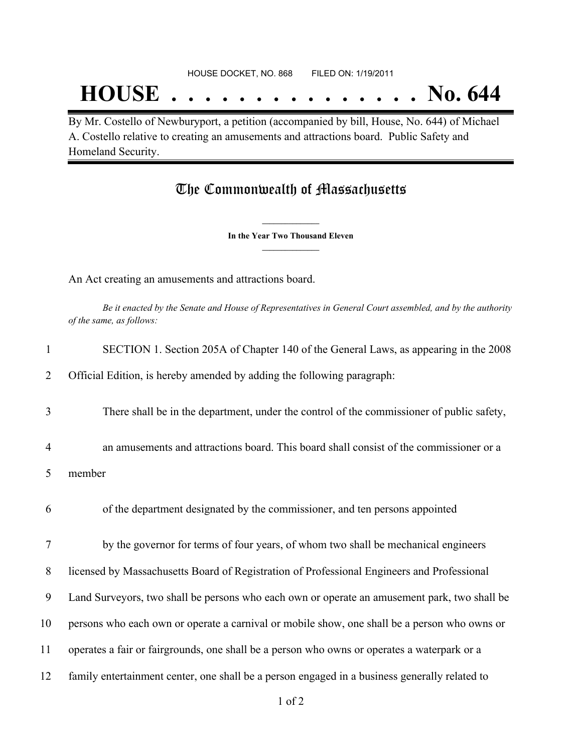HOUSE DOCKET, NO. 868        FILED ON: 1/19/2011

# HOUSE . . . . . . . . . . . . . . . No. 644

By Mr. Costello of Newburyport, a petition (accompanied by bill, House, No. 644) of Michael A. Costello relative to creating an amusements and attractions board. Public Safety and Homeland Security.

## The Commonwealth of Massachusetts

**In the Year Two Thousand Eleven**

An Act creating an amusements and attractions board.

*Be it enacted by the Senate and House of Representatives in General Court assembled, and by the authority of the same, as follows:*

1 SECTION 1. Section 205A of Chapter 140 of the General Laws, as appearing in the 2008
2 Official Edition, is hereby amended by adding the following paragraph:

3 There shall be in the department, under the control of the commissioner of public safety,
4 an amusements and attractions board. This board shall consist of the commissioner or a
5 member
6 of the department designated by the commissioner, and ten persons appointed
7 by the governor for terms of four years, of whom two shall be mechanical engineers
8 licensed by Massachusetts Board of Registration of Professional Engineers and Professional
9 Land Surveyors, two shall be persons who each own or operate an amusement park, two shall be
10 persons who each own or operate a carnival or mobile show, one shall be a person who owns or
11 operates a fair or fairgrounds, one shall be a person who owns or operates a waterpark or a
12 family entertainment center, one shall be a person engaged in a business generally related to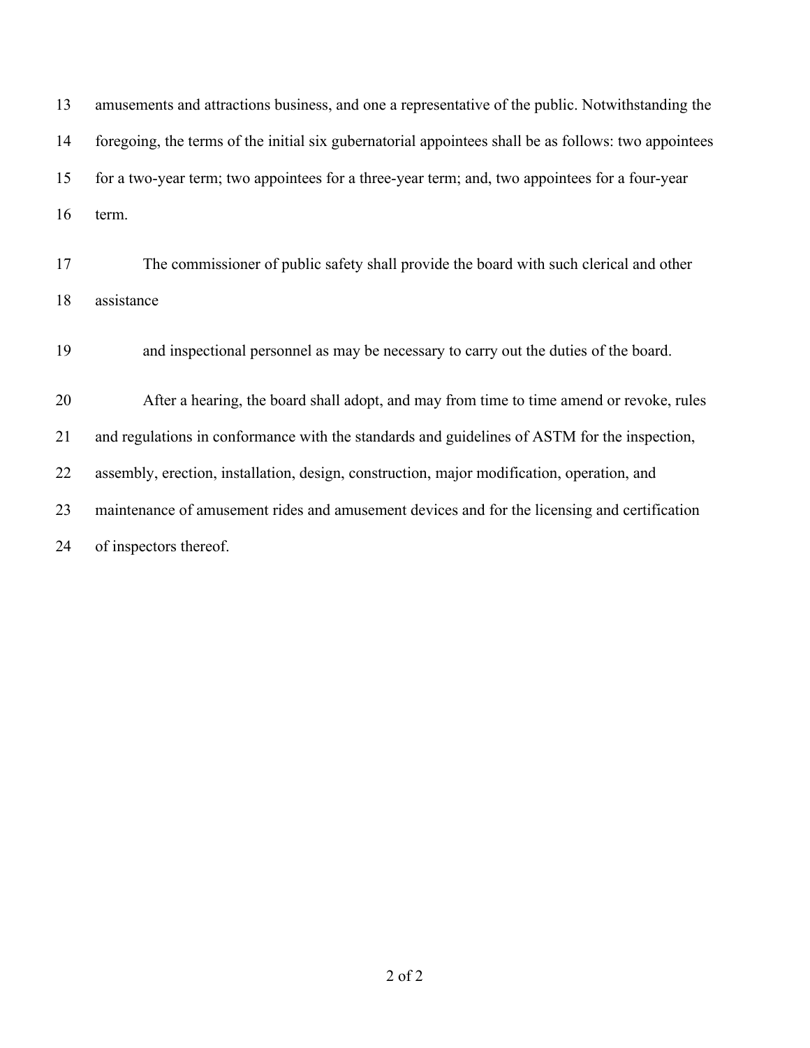amusements and attractions business, and one a representative of the public. Notwithstanding the foregoing, the terms of the initial six gubernatorial appointees shall be as follows: two appointees for a two-year term; two appointees for a three-year term; and, two appointees for a four-year term.

The commissioner of public safety shall provide the board with such clerical and other assistance

and inspectional personnel as may be necessary to carry out the duties of the board.

After a hearing, the board shall adopt, and may from time to time amend or revoke, rules and regulations in conformance with the standards and guidelines of ASTM for the inspection, assembly, erection, installation, design, construction, major modification, operation, and maintenance of amusement rides and amusement devices and for the licensing and certification of inspectors thereof.